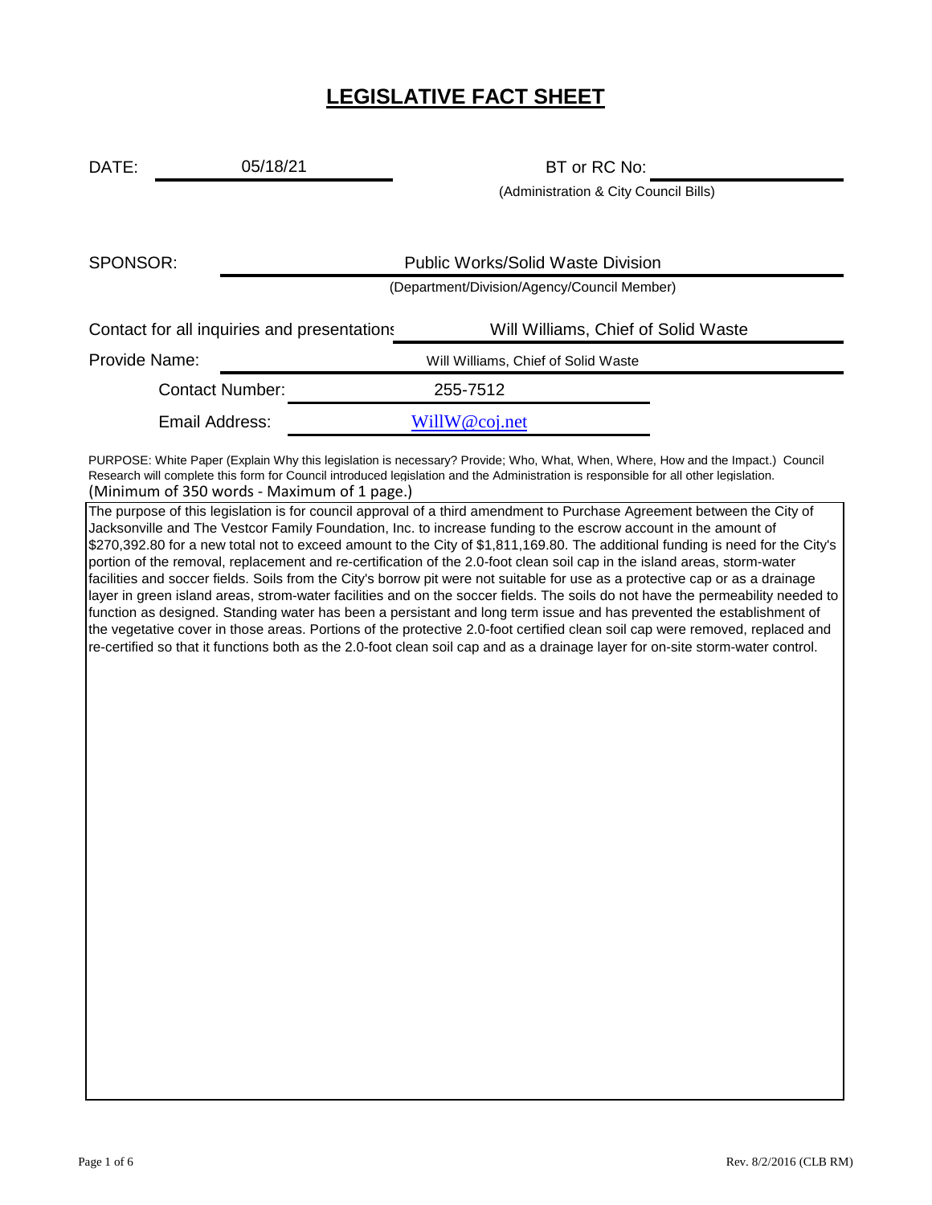# LEGISLATIVE FACT SHEET

DATE: 05/18/21

BT or RC No:

(Administration & City Council Bills)

SPONSOR: Public Works/Solid Waste Division

(Department/Division/Agency/Council Member)

Contact for all inquiries and presentations: Will Williams, Chief of Solid Waste

Provide Name: Will Williams, Chief of Solid Waste

Contact Number: 255-7512

Email Address: WillW@coj.net

PURPOSE: White Paper (Explain Why this legislation is necessary? Provide; Who, What, When, Where, How and the Impact.) Council Research will complete this form for Council introduced legislation and the Administration is responsible for all other legislation.
(Minimum of 350 words - Maximum of 1 page.)

The purpose of this legislation is for council approval of a third amendment to Purchase Agreement between the City of Jacksonville and The Vestcor Family Foundation, Inc. to increase funding to the escrow account in the amount of $270,392.80 for a new total not to exceed amount to the City of $1,811,169.80. The additional funding is need for the City's portion of the removal, replacement and re-certification of the 2.0-foot clean soil cap in the island areas, storm-water facilities and soccer fields. Soils from the City's borrow pit were not suitable for use as a protective cap or as a drainage layer in green island areas, strom-water facilities and on the soccer fields. The soils do not have the permeability needed to function as designed. Standing water has been a persistant and long term issue and has prevented the establishment of the vegetative cover in those areas. Portions of the protective 2.0-foot certified clean soil cap were removed, replaced and re-certified so that it functions both as the 2.0-foot clean soil cap and as a drainage layer for on-site storm-water control.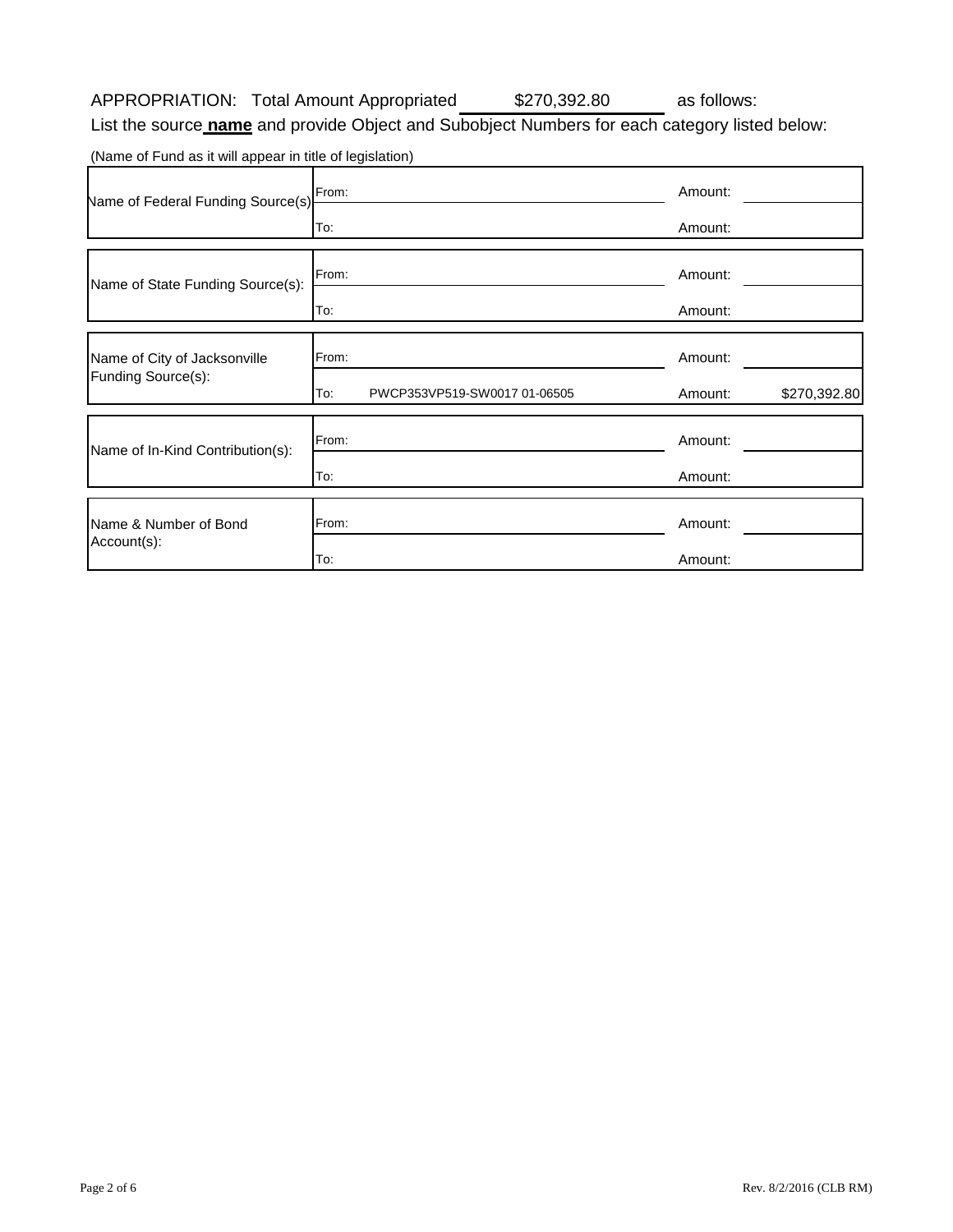APPROPRIATION: Total Amount Appropriated $270,392.80 as follows:

List the source **name** and provide Object and Subobject Numbers for each category listed below:

(Name of Fund as it will appear in title of legislation)

| Category | From/To | Source | Amount |
|---|---|---|---|
| Name of Federal Funding Source(s) | From: | | Amount: |
| | To: | | Amount: |
| Name of State Funding Source(s): | From: | | Amount: |
| | To: | | Amount: |
| Name of City of Jacksonville Funding Source(s): | From: | | Amount: |
| | To: | PWCP353VP519-SW0017 01-06505 | Amount: $270,392.80 |
| Name of In-Kind Contribution(s): | From: | | Amount: |
| | To: | | Amount: |
| Name & Number of Bond Account(s): | From: | | Amount: |
| | To: | | Amount: |

Rev. 8/2/2016 (CLB RM)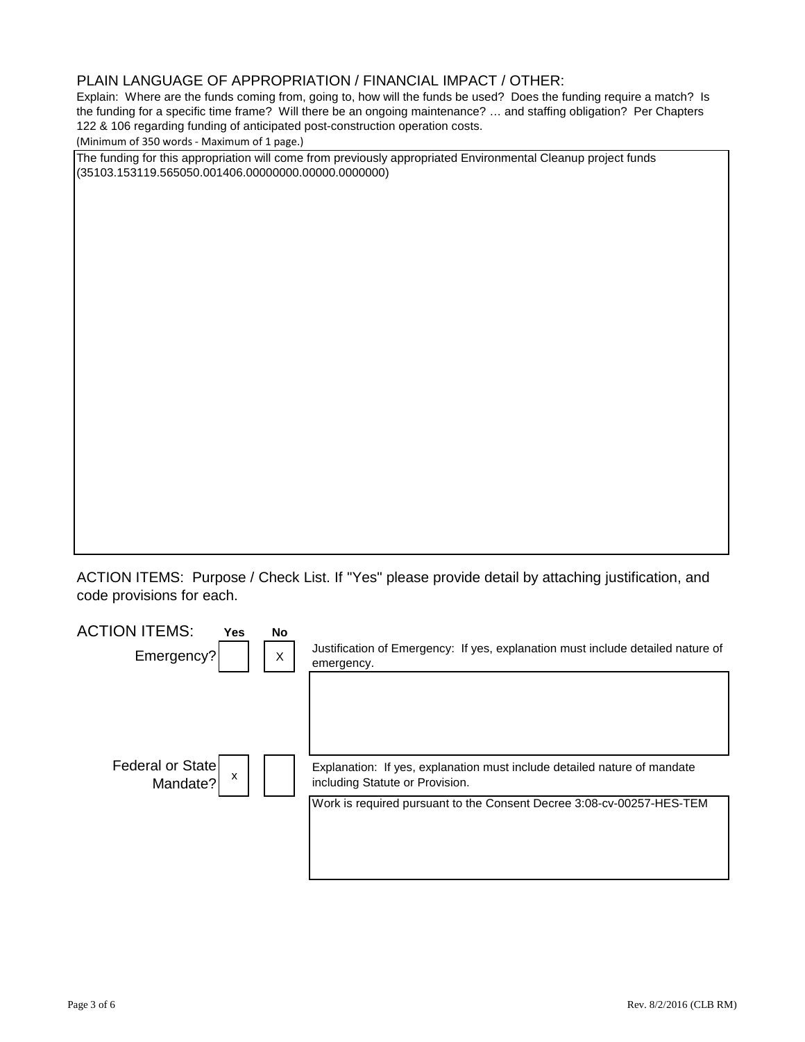## PLAIN LANGUAGE OF APPROPRIATION / FINANCIAL IMPACT / OTHER:

Explain: Where are the funds coming from, going to, how will the funds be used? Does the funding require a match? Is the funding for a specific time frame? Will there be an ongoing maintenance? … and staffing obligation? Per Chapters 122 & 106 regarding funding of anticipated post-construction operation costs.

(Minimum of 350 words - Maximum of 1 page.)

The funding for this appropriation will come from previously appropriated Environmental Cleanup project funds (35103.153119.565050.001406.00000000.00000.0000000)

## ACTION ITEMS: Purpose / Check List. If "Yes" please provide detail by attaching justification, and code provisions for each.

| ACTION ITEMS: | Yes | No | |
|---|---|---|---|
| Emergency? | | X | Justification of Emergency: If yes, explanation must include detailed nature of emergency. |
| Federal or State Mandate? | x | | Explanation: If yes, explanation must include detailed nature of mandate including Statute or Provision.<br>Work is required pursuant to the Consent Decree 3:08-cv-00257-HES-TEM |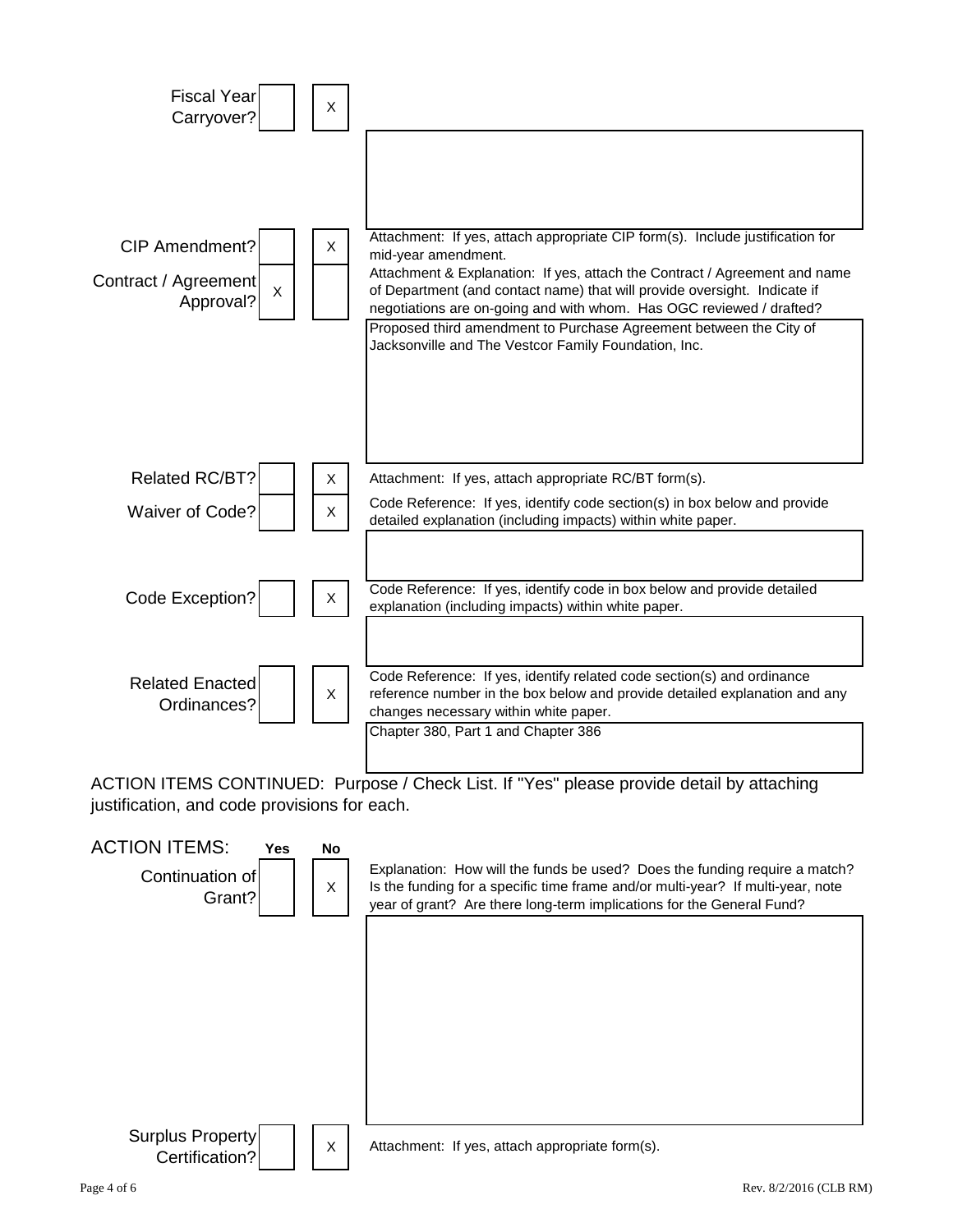| Item | Yes | No | Details |
|---|---|---|---|
| Fiscal Year Carryover? | | X | |
| CIP Amendment? | | X | Attachment: If yes, attach appropriate CIP form(s). Include justification for mid-year amendment. |
| Contract / Agreement Approval? | X | | Attachment & Explanation: If yes, attach the Contract / Agreement and name of Department (and contact name) that will provide oversight. Indicate if negotiations are on-going and with whom. Has OGC reviewed / drafted?<br>Proposed third amendment to Purchase Agreement between the City of Jacksonville and The Vestcor Family Foundation, Inc. |
| Related RC/BT? | | X | Attachment: If yes, attach appropriate RC/BT form(s). |
| Waiver of Code? | | X | Code Reference: If yes, identify code section(s) in box below and provide detailed explanation (including impacts) within white paper. |
| Code Exception? | | X | Code Reference: If yes, identify code in box below and provide detailed explanation (including impacts) within white paper. |
| Related Enacted Ordinances? | | X | Code Reference: If yes, identify related code section(s) and ordinance reference number in the box below and provide detailed explanation and any changes necessary within white paper.<br>Chapter 380, Part 1 and Chapter 386 |

ACTION ITEMS CONTINUED: Purpose / Check List. If "Yes" please provide detail by attaching justification, and code provisions for each.

| ACTION ITEMS: | Yes | No | Details |
|---|---|---|---|
| Continuation of Grant? | | X | Explanation: How will the funds be used? Does the funding require a match? Is the funding for a specific time frame and/or multi-year? If multi-year, note year of grant? Are there long-term implications for the General Fund? |
| Surplus Property Certification? | | X | Attachment: If yes, attach appropriate form(s). |

Rev. 8/2/2016 (CLB RM)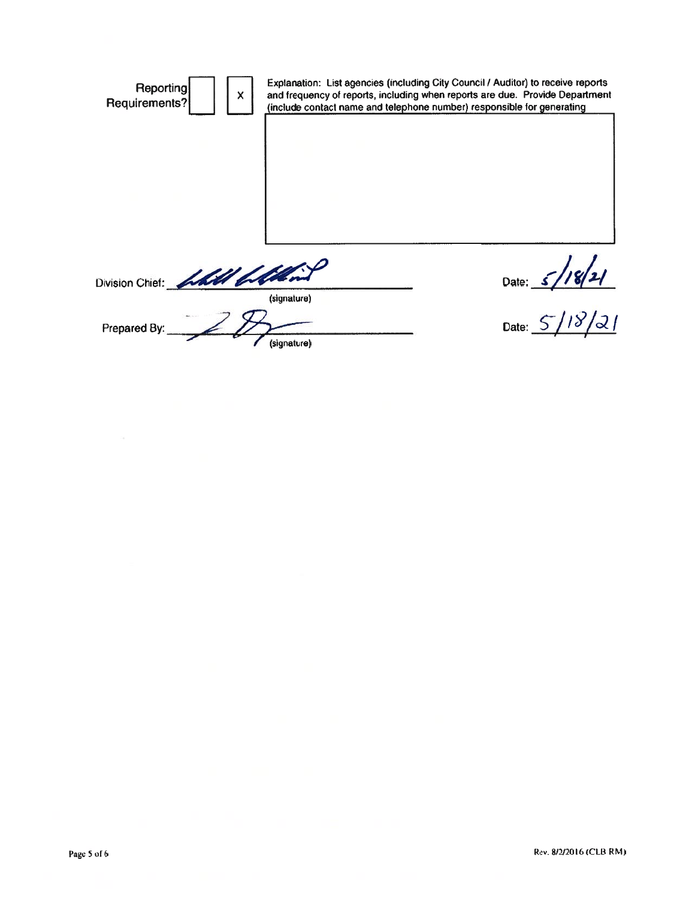Reporting Requirements? [ ] [X]

Explanation: List agencies (including City Council / Auditor) to receive reports and frequency of reports, including when reports are due. Provide Department (include contact name and telephone number) responsible for generating

| |
|---|
| |

Division Chief: ______________________ (signature) Date: 5/18/21

Prepared By: ______________________ (signature) Date: 5/18/21

Rev. 8/2/2016 (CLB RM)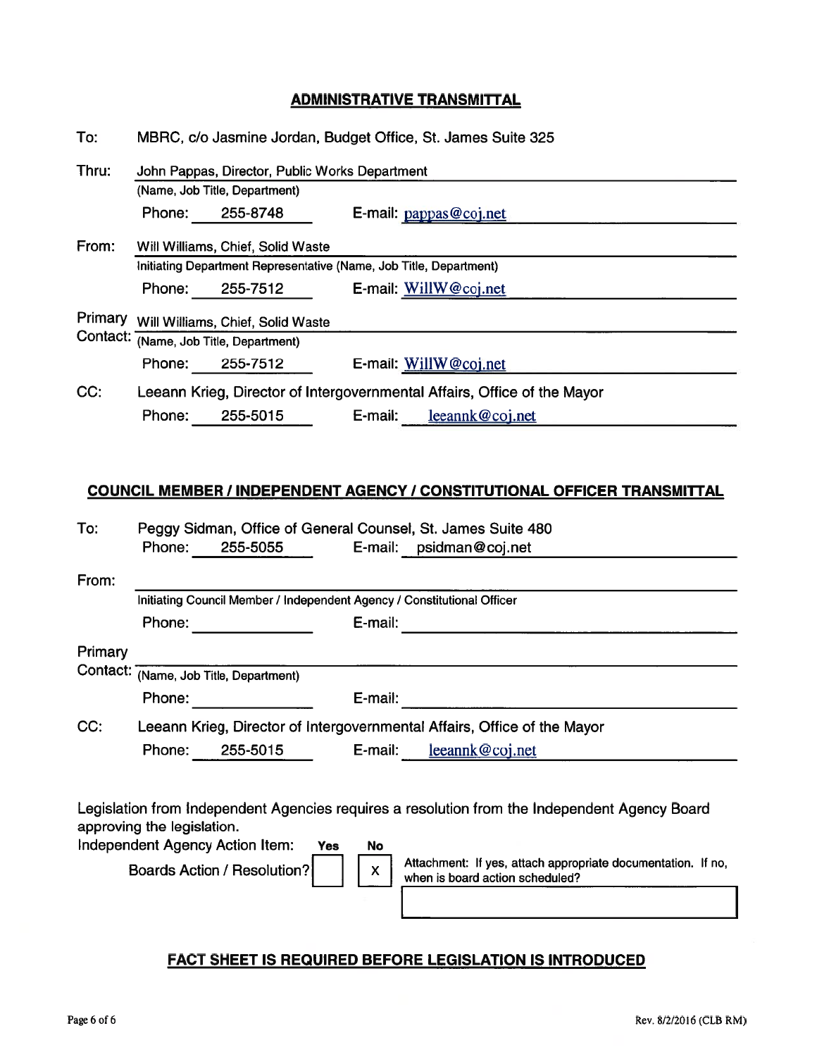## ADMINISTRATIVE TRANSMITTAL

To: MBRC, c/o Jasmine Jordan, Budget Office, St. James Suite 325

Thru: John Pappas, Director, Public Works Department
(Name, Job Title, Department)
Phone: 255-8748 E-mail: pappas@coj.net

From: Will Williams, Chief, Solid Waste
Initiating Department Representative (Name, Job Title, Department)
Phone: 255-7512 E-mail: WillW@coj.net

Primary Contact: Will Williams, Chief, Solid Waste
(Name, Job Title, Department)
Phone: 255-7512 E-mail: WillW@coj.net

CC: Leeann Krieg, Director of Intergovernmental Affairs, Office of the Mayor
Phone: 255-5015 E-mail: leeannk@coj.net

## COUNCIL MEMBER / INDEPENDENT AGENCY / CONSTITUTIONAL OFFICER TRANSMITTAL

To: Peggy Sidman, Office of General Counsel, St. James Suite 480
Phone: 255-5055 E-mail: psidman@coj.net

From: 
Initiating Council Member / Independent Agency / Constitutional Officer
Phone: E-mail:

Primary Contact: 
(Name, Job Title, Department)
Phone: E-mail:

CC: Leeann Krieg, Director of Intergovernmental Affairs, Office of the Mayor
Phone: 255-5015 E-mail: leeannk@coj.net

Legislation from Independent Agencies requires a resolution from the Independent Agency Board approving the legislation.

Independent Agency Action Item:

| | Yes | No | Attachment: If yes, attach appropriate documentation. If no, when is board action scheduled? |
|---|---|---|---|
| Boards Action / Resolution? | | X | |

**FACT SHEET IS REQUIRED BEFORE LEGISLATION IS INTRODUCED**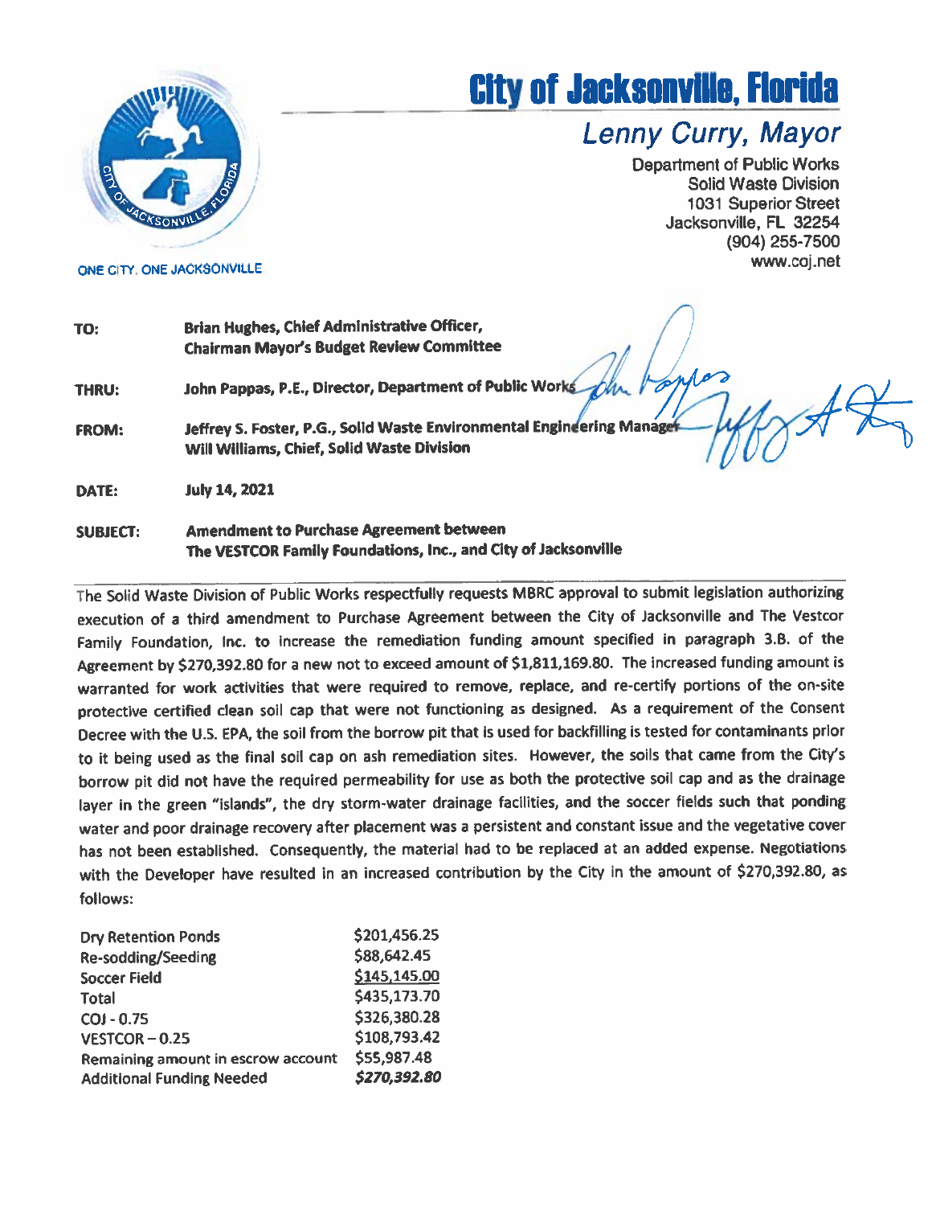# City of Jacksonville, Florida

## Lenny Curry, Mayor

ONE CITY. ONE JACKSONVILLE

Department of Public Works
Solid Waste Division
1031 Superior Street
Jacksonville, FL 32254
(904) 255-7500
www.coj.net

**TO:** **Brian Hughes, Chief Administrative Officer, Chairman Mayor's Budget Review Committee**

**THRU:** **John Pappas, P.E., Director, Department of Public Works**

**FROM:** **Jeffrey S. Foster, P.G., Solid Waste Environmental Engineering Manager**
**Will Williams, Chief, Solid Waste Division**

**DATE:** **July 14, 2021**

**SUBJECT:** **Amendment to Purchase Agreement between The VESTCOR Family Foundations, Inc., and City of Jacksonville**

The Solid Waste Division of Public Works respectfully requests MBRC approval to submit legislation authorizing execution of a third amendment to Purchase Agreement between the City of Jacksonville and The Vestcor Family Foundation, Inc. to increase the remediation funding amount specified in paragraph 3.B. of the Agreement by $270,392.80 for a new not to exceed amount of $1,811,169.80. The increased funding amount is warranted for work activities that were required to remove, replace, and re-certify portions of the on-site protective certified clean soil cap that were not functioning as designed. As a requirement of the Consent Decree with the U.S. EPA, the soil from the borrow pit that is used for backfilling is tested for contaminants prior to it being used as the final soil cap on ash remediation sites. However, the soils that came from the City's borrow pit did not have the required permeability for use as both the protective soil cap and as the drainage layer in the green "islands", the dry storm-water drainage facilities, and the soccer fields such that ponding water and poor drainage recovery after placement was a persistent and constant issue and the vegetative cover has not been established. Consequently, the material had to be replaced at an added expense. Negotiations with the Developer have resulted in an increased contribution by the City in the amount of $270,392.80, as follows:

| | |
|---|---|
| Dry Retention Ponds | $201,456.25 |
| Re-sodding/Seeding | $88,642.45 |
| Soccer Field | $145,145.00 |
| Total | $435,173.70 |
| COJ - 0.75 | $326,380.28 |
| VESTCOR – 0.25 | $108,793.42 |
| Remaining amount in escrow account | $55,987.48 |
| Additional Funding Needed | ***$270,392.80*** |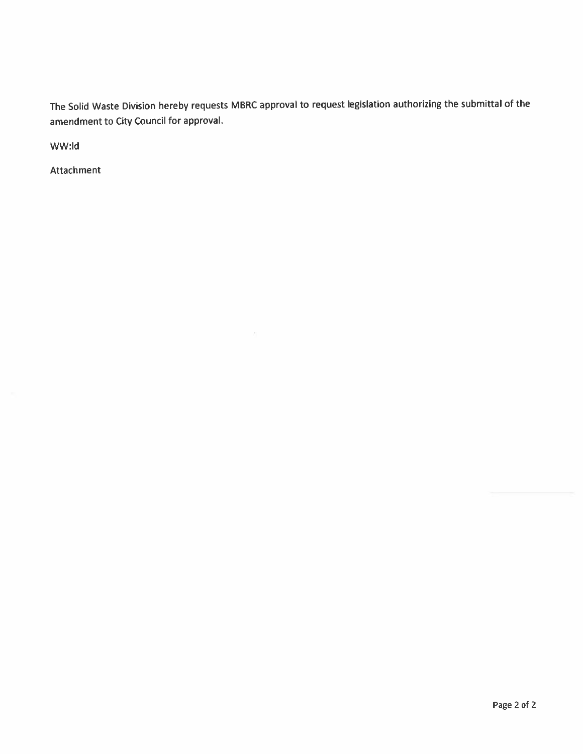The Solid Waste Division hereby requests MBRC approval to request legislation authorizing the submittal of the amendment to City Council for approval.

WW:ld

Attachment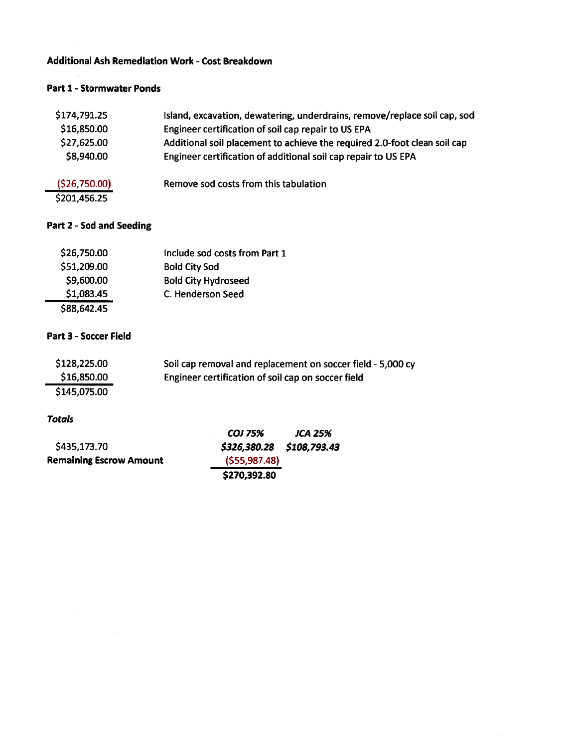**Additional Ash Remediation Work - Cost Breakdown**

**Part 1 - Stormwater Ponds**

| Amount | Description |
|---|---|
| $174,791.25 | Island, excavation, dewatering, underdrains, remove/replace soil cap, sod |
| $16,850.00 | Engineer certification of soil cap repair to US EPA |
| $27,625.00 | Additional soil placement to achieve the required 2.0-foot clean soil cap |
| $8,940.00 | Engineer certification of additional soil cap repair to US EPA |
| ($26,750.00) | Remove sod costs from this tabulation |
| $201,456.25 | |

**Part 2 - Sod and Seeding**

| Amount | Description |
|---|---|
| $26,750.00 | Include sod costs from Part 1 |
| $51,209.00 | Bold City Sod |
| $9,600.00 | Bold City Hydroseed |
| $1,083.45 | C. Henderson Seed |
| $88,642.45 | |

**Part 3 - Soccer Field**

| Amount | Description |
|---|---|
| $128,225.00 | Soil cap removal and replacement on soccer field - 5,000 cy |
| $16,850.00 | Engineer certification of soil cap on soccer field |
| $145,075.00 | |

***Totals***

| | *COJ 75%* | *JCA 25%* |
|---|---|---|
| $435,173.70 | ***$326,380.28*** | ***$108,793.43*** |
| **Remaining Escrow Amount** | ($55,987.48) | |
| | **$270,392.80** | |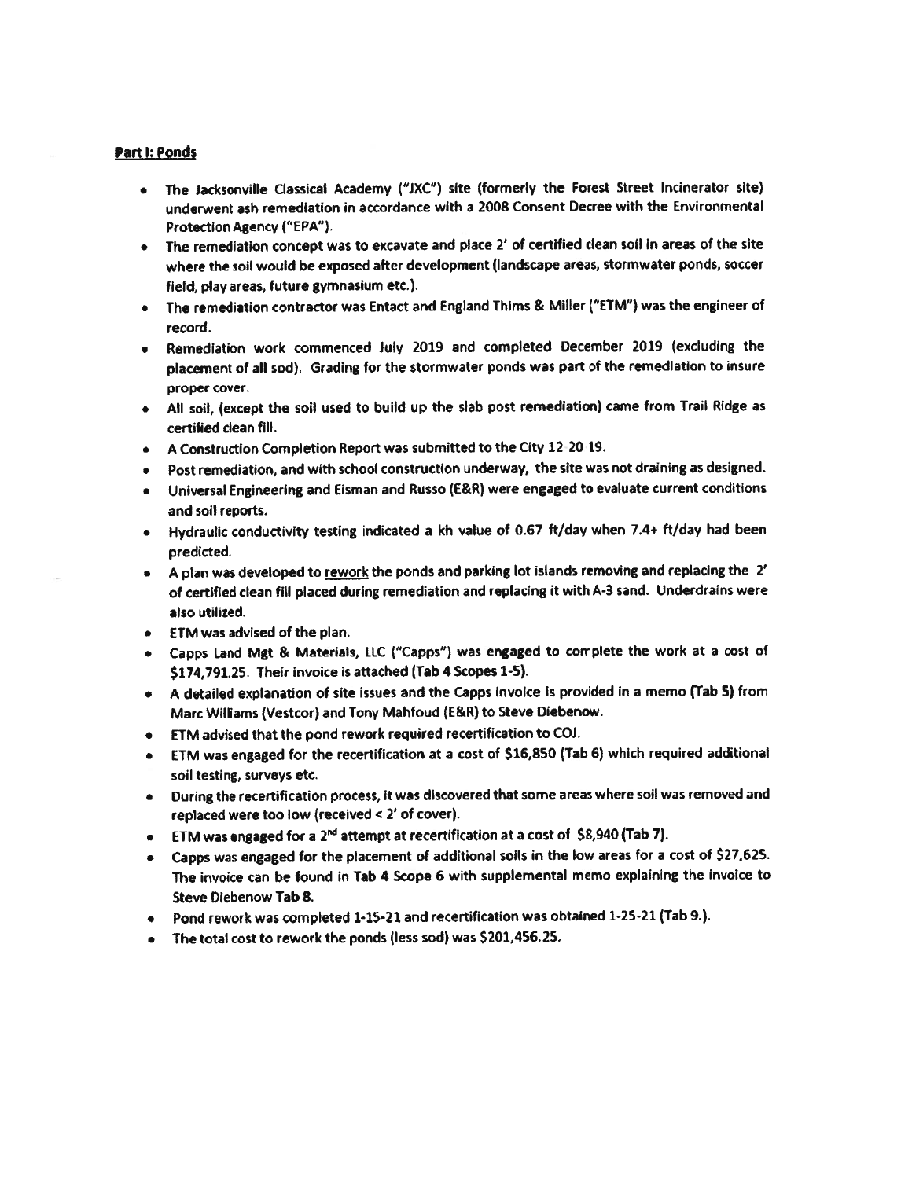## Part I: Ponds

- The Jacksonville Classical Academy ("JXC") site (formerly the Forest Street Incinerator site) underwent ash remediation in accordance with a 2008 Consent Decree with the Environmental Protection Agency ("EPA").
- The remediation concept was to excavate and place 2' of certified clean soil in areas of the site where the soil would be exposed after development (landscape areas, stormwater ponds, soccer field, play areas, future gymnasium etc.).
- The remediation contractor was Entact and England Thims & Miller ("ETM") was the engineer of record.
- Remediation work commenced July 2019 and completed December 2019 (excluding the placement of all sod). Grading for the stormwater ponds was part of the remediation to insure proper cover.
- All soil, (except the soil used to build up the slab post remediation) came from Trail Ridge as certified clean fill.
- A Construction Completion Report was submitted to the City 12 20 19.
- Post remediation, and with school construction underway, the site was not draining as designed.
- Universal Engineering and Eisman and Russo (E&R) were engaged to evaluate current conditions and soil reports.
- Hydraulic conductivity testing indicated a kh value of 0.67 ft/day when 7.4+ ft/day had been predicted.
- A plan was developed to <u>rework</u> the ponds and parking lot islands removing and replacing the 2' of certified clean fill placed during remediation and replacing it with A-3 sand. Underdrains were also utilized.
- ETM was advised of the plan.
- Capps Land Mgt & Materials, LLC ("Capps") was engaged to complete the work at a cost of $174,791.25. Their invoice is attached **(Tab 4 Scopes 1-5)**.
- A detailed explanation of site issues and the Capps invoice is provided in a memo **(Tab 5)** from Marc Williams (Vestcor) and Tony Mahfoud (E&R) to Steve Diebenow.
- ETM advised that the pond rework required recertification to COJ.
- ETM was engaged for the recertification at a cost of $16,850 **(Tab 6)** which required additional soil testing, surveys etc.
- During the recertification process, it was discovered that some areas where soil was removed and replaced were too low (received < 2' of cover).
- ETM was engaged for a 2nd attempt at recertification at a cost of $8,940 **(Tab 7)**.
- Capps was engaged for the placement of additional soils in the low areas for a cost of $27,625. The invoice can be found in **Tab 4 Scope 6** with supplemental memo explaining the invoice to Steve Diebenow **Tab 8.**
- Pond rework was completed 1-15-21 and recertification was obtained 1-25-21 **(Tab 9.)**.
- The total cost to rework the ponds (less sod) was $201,456.25.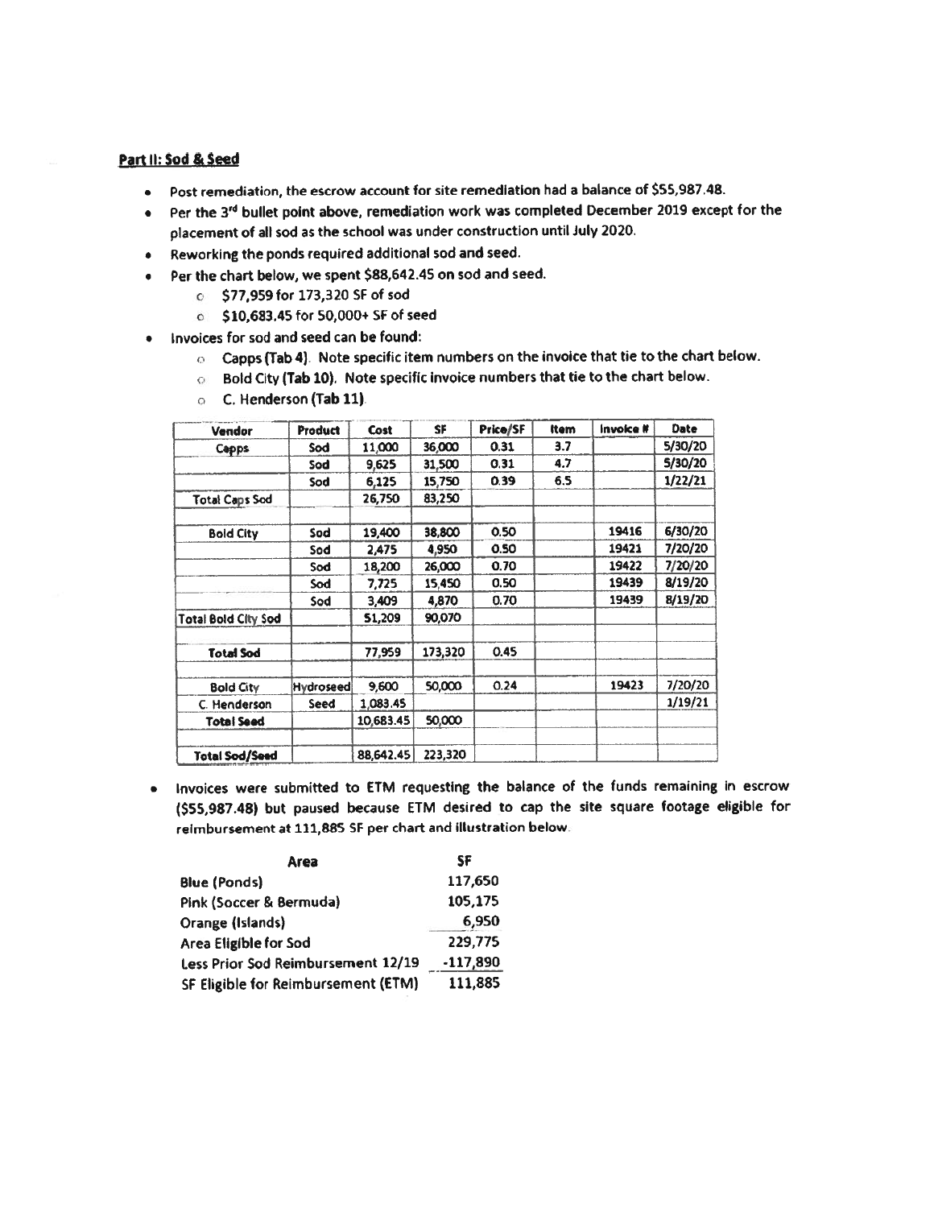**Part II: Sod & Seed**

- Post remediation, the escrow account for site remediation had a balance of $55,987.48.
- Per the 3rd bullet point above, remediation work was completed December 2019 except for the placement of all sod as the school was under construction until July 2020.
- Reworking the ponds required additional sod and seed.
- Per the chart below, we spent $88,642.45 on sod and seed.
  - $77,959 for 173,320 SF of sod
  - $10,683.45 for 50,000+ SF of seed
- Invoices for sod and seed can be found:
  - Capps **(Tab 4)**. Note specific item numbers on the invoice that tie to the chart below.
  - Bold City **(Tab 10)**. Note specific invoice numbers that tie to the chart below.
  - C. Henderson **(Tab 11)**.

| Vendor | Product | Cost | SF | Price/SF | Item | Invoice # | Date |
|---|---|---|---|---|---|---|---|
| Capps | Sod | 11,000 | 36,000 | 0.31 | 3.7 | | 5/30/20 |
| | Sod | 9,625 | 31,500 | 0.31 | 4.7 | | 5/30/20 |
| | Sod | 6,125 | 15,750 | 0.39 | 6.5 | | 1/22/21 |
| Total Caps Sod | | 26,750 | 83,250 | | | | |
| | | | | | | | |
| Bold City | Sod | 19,400 | 38,800 | 0.50 | | 19416 | 6/30/20 |
| | Sod | 2,475 | 4,950 | 0.50 | | 19421 | 7/20/20 |
| | Sod | 18,200 | 26,000 | 0.70 | | 19422 | 7/20/20 |
| | Sod | 7,725 | 15,450 | 0.50 | | 19439 | 8/19/20 |
| | Sod | 3,409 | 4,870 | 0.70 | | 19439 | 8/19/20 |
| Total Bold City Sod | | 51,209 | 90,070 | | | | |
| | | | | | | | |
| Total Sod | | 77,959 | 173,320 | 0.45 | | | |
| | | | | | | | |
| Bold City | Hydroseed | 9,600 | 50,000 | 0.24 | | 19423 | 7/20/20 |
| C. Henderson | Seed | 1,083.45 | | | | | 1/19/21 |
| Total Seed | | 10,683.45 | 50,000 | | | | |
| | | | | | | | |
| Total Sod/Seed | | 88,642.45 | 223,320 | | | | |

- Invoices were submitted to ETM requesting the balance of the funds remaining in escrow ($55,987.48) but paused because ETM desired to cap the site square footage eligible for reimbursement at 111,885 SF per chart and illustration below.

| Area | SF |
|---|---|
| Blue (Ponds) | 117,650 |
| Pink (Soccer & Bermuda) | 105,175 |
| Orange (Islands) | 6,950 |
| Area Eligible for Sod | 229,775 |
| Less Prior Sod Reimbursement 12/19 | -117,890 |
| SF Eligible for Reimbursement (ETM) | 111,885 |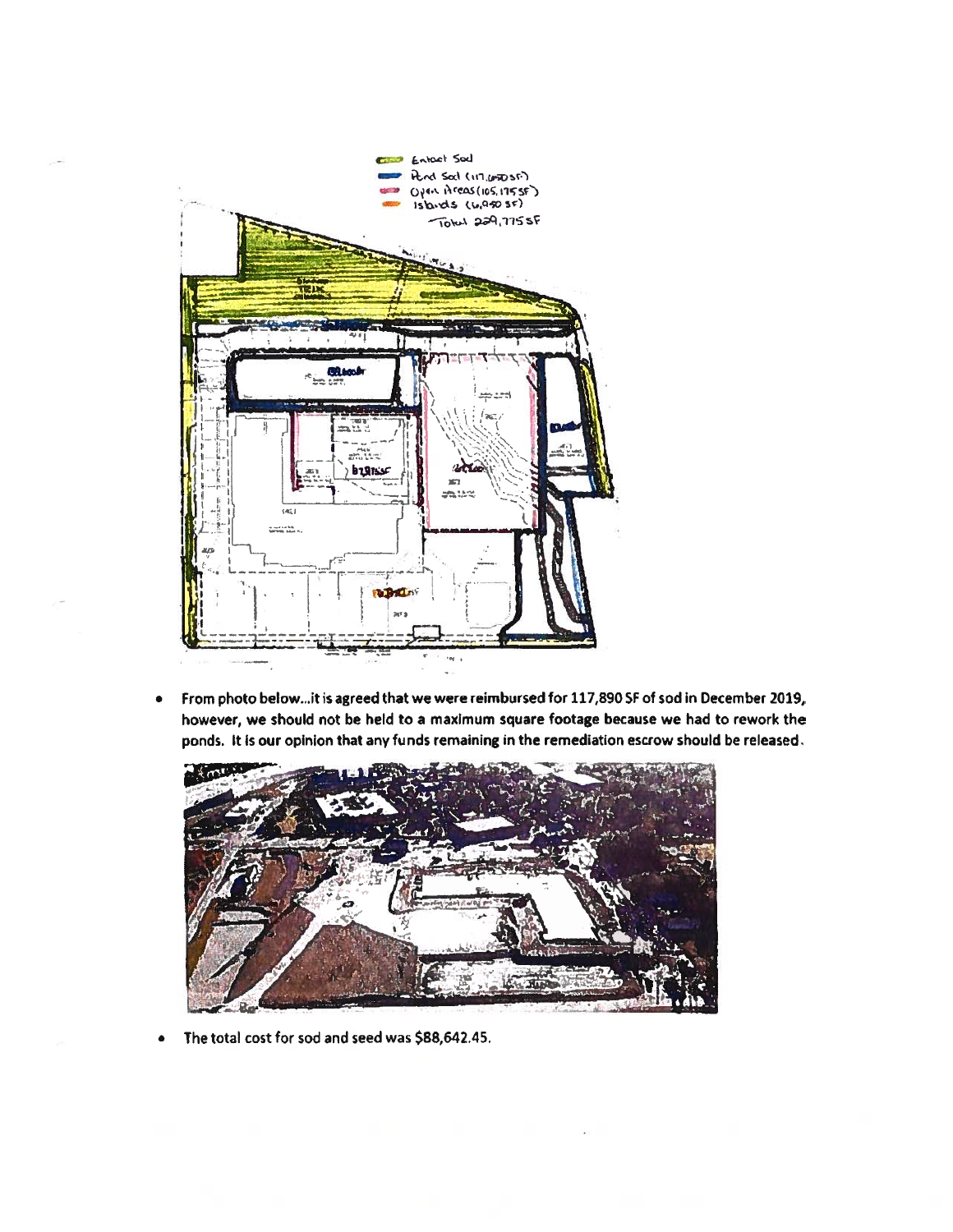- From photo below...it is agreed that we were reimbursed for 117,890 SF of sod in December 2019, however, we should not be held to a maximum square footage because we had to rework the ponds. It is our opinion that any funds remaining in the remediation escrow should be released.

- The total cost for sod and seed was $88,642.45.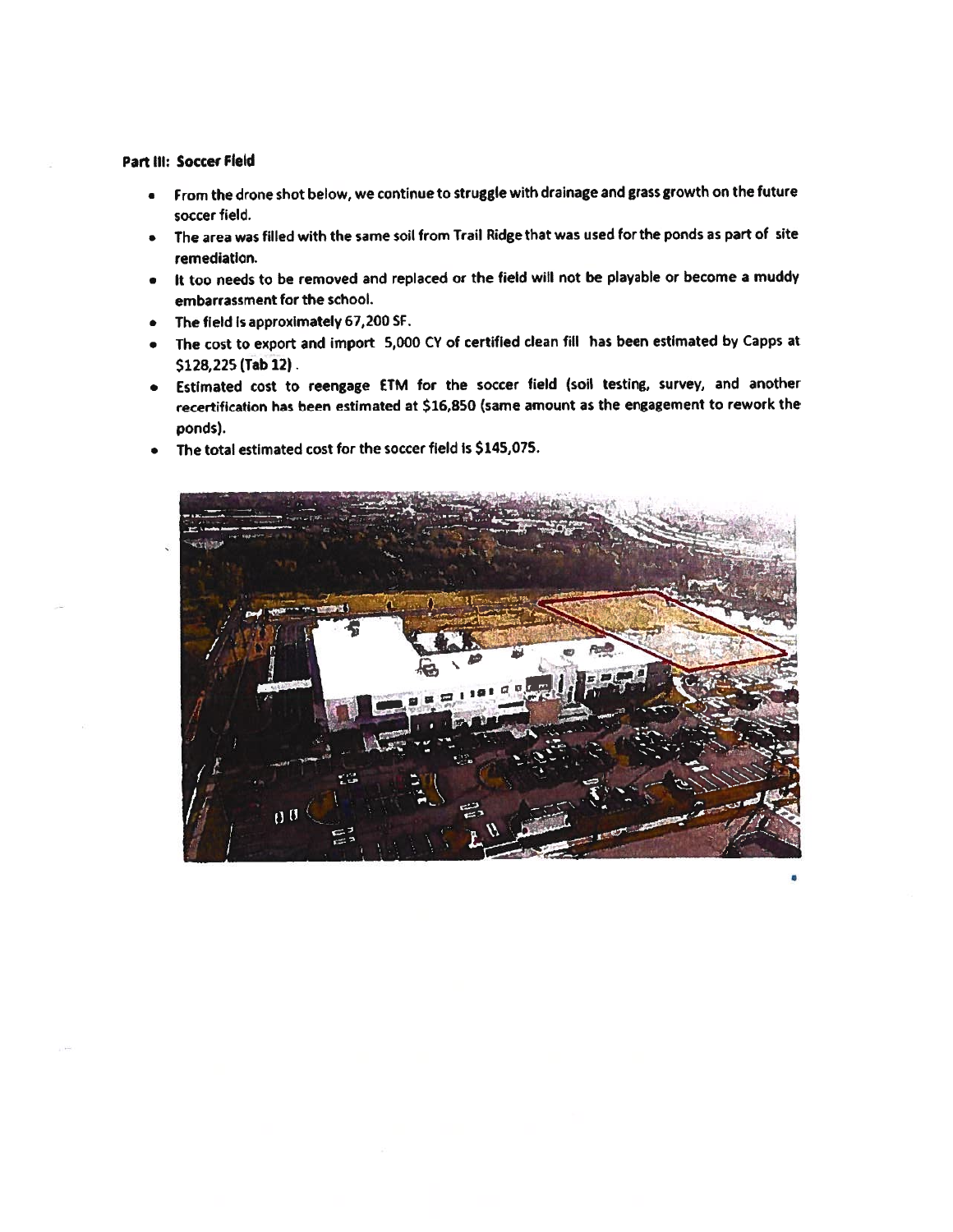**Part III: Soccer Field**

- From the drone shot below, we continue to struggle with drainage and grass growth on the future soccer field.
- The area was filled with the same soil from Trail Ridge that was used for the ponds as part of site remediation.
- It too needs to be removed and replaced or the field will not be playable or become a muddy embarrassment for the school.
- The field is approximately 67,200 SF.
- The cost to export and import 5,000 CY of certified clean fill has been estimated by Capps at $128,225 **(Tab 12)**.
- Estimated cost to reengage ETM for the soccer field (soil testing, survey, and another recertification has been estimated at $16,850 (same amount as the engagement to rework the ponds).
- The total estimated cost for the soccer field is $145,075.